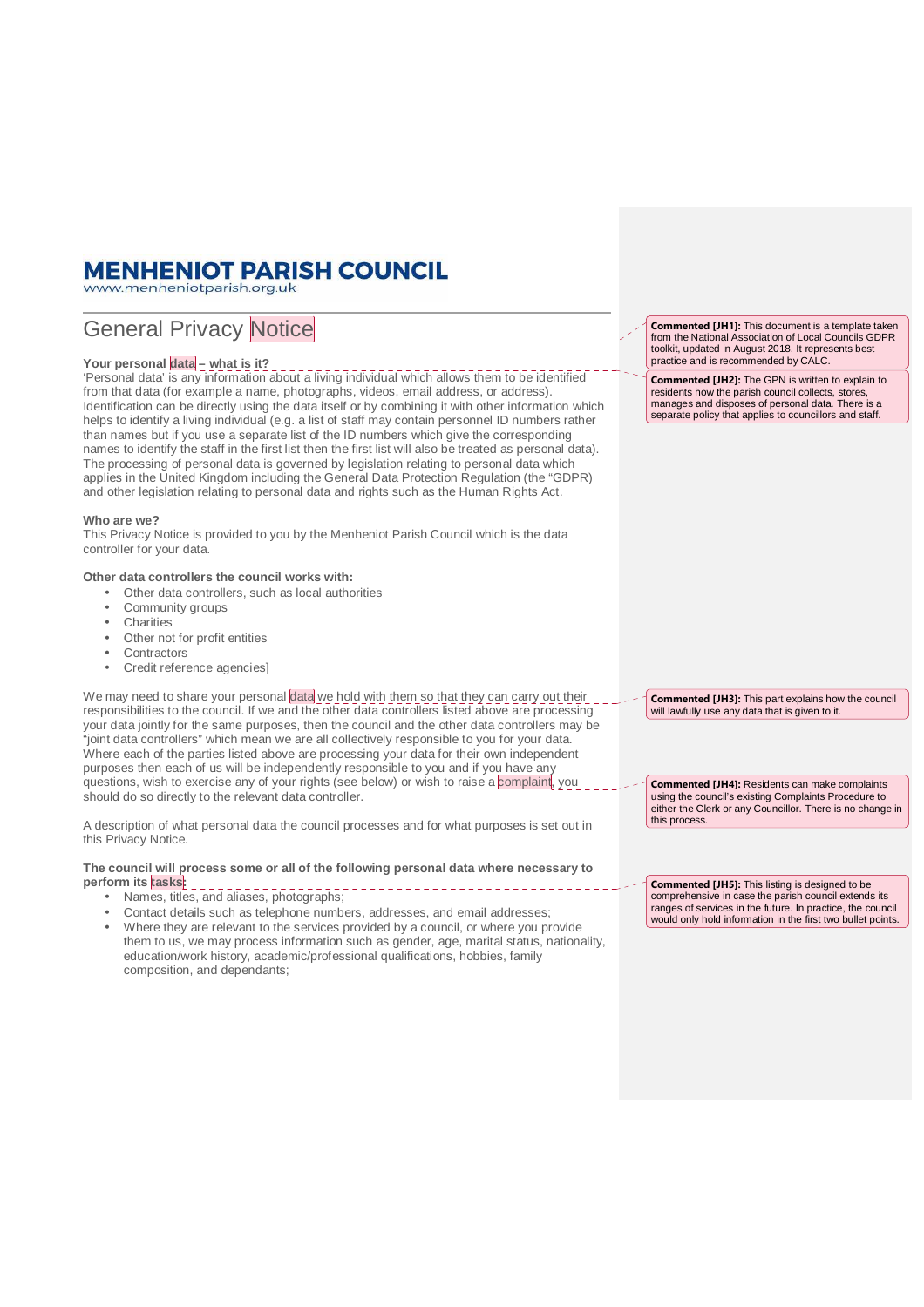# MENHENIOT PARISH COUNCIL

www.menheniotparish.org.uk

## General Privacy Notice

**Your personal data – what is it?**

'Personal data' is any information about a living individual which allows them to be identified from that data (for example a name, photographs, videos, email address, or address). Identification can be directly using the data itself or by combining it with other information which helps to identify a living individual (e.g. a list of staff may contain personnel ID numbers rather than names but if you use a separate list of the ID numbers which give the corresponding names to identify the staff in the first list then the first list will also be treated as personal data). The processing of personal data is governed by legislation relating to personal data which applies in the United Kingdom including the General Data Protection Regulation (the "GDPR) and other legislation relating to personal data and rights such as the Human Rights Act.

**Who are we?**

This Privacy Notice is provided to you by the Menheniot Parish Council which is the data controller for your data.

**Other data controllers the council works with:**

- Other data controllers, such as local authorities
- Community groups
- Charities
- Other not for profit entities
- Contractors
- Credit reference agencies]

We may need to share your personal data we hold with them so that they can carry out their responsibilities to the council. If we and the other data controllers listed above are processing your data jointly for the same purposes, then the council and the other data controllers may be "joint data controllers" which mean we are all collectively responsible to you for your data. Where each of the parties listed above are processing your data for their own independent purposes then each of us will be independently responsible to you and if you have any questions, wish to exercise any of your rights (see below) or wish to raise a complaint, you should do so directly to the relevant data controller.

A description of what personal data the council processes and for what purposes is set out in this Privacy Notice.

**The council will process some or all of the following personal data where necessary to perform its tasks:**

- Names, titles, and aliases, photographs;
- Contact details such as telephone numbers, addresses, and email addresses;
- Where they are relevant to the services provided by a council, or where you provide them to us, we may process information such as gender, age, marital status, nationality, education/work history, academic/professional qualifications, hobbies, family composition, and dependants;

**Commented [JH1]:** This document is a template taken from the National Association of Local Councils GDPR toolkit, updated in August 2018. It represents best practice and is recommended by CALC.

**Commented [JH2]:** The GPN is written to explain to residents how the parish council collects, stores, manages and disposes of personal data. There is a separate policy that applies to councillors and staff.

**Commented [JH3]:** This part explains how the council will lawfully use any data that is given to it.

**Commented [JH4]:** Residents can make complaints using the council's existing Complaints Procedure to either the Clerk or any Councillor. There is no change in this process.

**Commented [JH5]:** This listing is designed to be comprehensive in case the parish council extends its ranges of services in the future. In practice, the council would only hold information in the first two bullet points.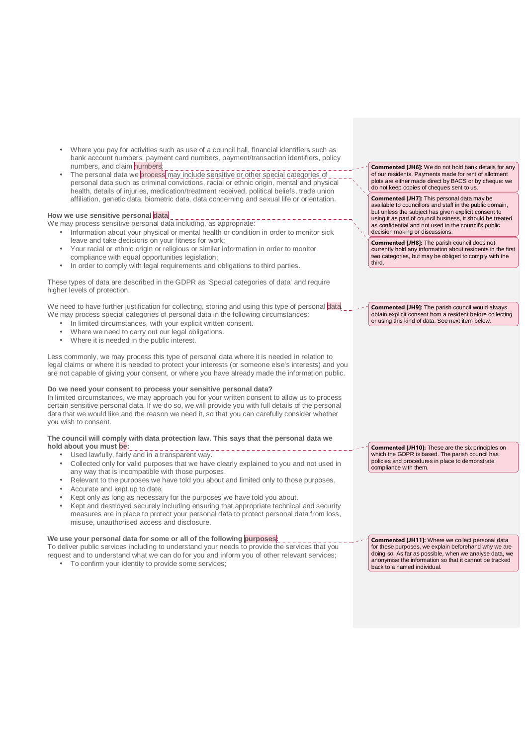- Where you pay for activities such as use of a council hall, financial identifiers such as bank account numbers, payment card numbers, payment/transaction identifiers, policy numbers, and claim numbers;
- The personal data we process may include sensitive or other special categories of personal data such as criminal convictions, racial or ethnic origin, mental and physical health, details of injuries, medication/treatment received, political beliefs, trade union affiliation, genetic data, biometric data, data concerning and sexual life or orientation.

> **Commented [JH6]:** We do not hold bank details for any of our residents. Payments made for rent of allotment plots are either made direct by BACS or by cheque: we do not keep copies of cheques sent to us.

> **Commented [JH7]:** This personal data may be available to councillors and staff in the public domain, but unless the subject has given explicit consent to using it as part of council business, it should be treated as confidential and not used in the council's public decision making or discussions.

**How we use sensitive personal data**

We may process sensitive personal data including, as appropriate:

- Information about your physical or mental health or condition in order to monitor sick leave and take decisions on your fitness for work;
- Your racial or ethnic origin or religious or similar information in order to monitor compliance with equal opportunities legislation;
- In order to comply with legal requirements and obligations to third parties.

> **Commented [JH8]:** The parish council does not currently hold any information about residents in the first two categories, but may be obliged to comply with the third.

These types of data are described in the GDPR as 'Special categories of data' and require higher levels of protection.

We need to have further justification for collecting, storing and using this type of personal data. We may process special categories of personal data in the following circumstances:

- In limited circumstances, with your explicit written consent.
- Where we need to carry out our legal obligations.
- Where it is needed in the public interest.

> **Commented [JH9]:** The parish council would always obtain explicit consent from a resident before collecting or using this kind of data. See next item below.

Less commonly, we may process this type of personal data where it is needed in relation to legal claims or where it is needed to protect your interests (or someone else's interests) and you are not capable of giving your consent, or where you have already made the information public.

**Do we need your consent to process your sensitive personal data?**

In limited circumstances, we may approach you for your written consent to allow us to process certain sensitive personal data. If we do so, we will provide you with full details of the personal data that we would like and the reason we need it, so that you can carefully consider whether you wish to consent.

**The council will comply with data protection law. This says that the personal data we hold about you must be:**

- Used lawfully, fairly and in a transparent way.
- Collected only for valid purposes that we have clearly explained to you and not used in any way that is incompatible with those purposes.
- Relevant to the purposes we have told you about and limited only to those purposes.
- Accurate and kept up to date.
- Kept only as long as necessary for the purposes we have told you about.
- Kept and destroyed securely including ensuring that appropriate technical and security measures are in place to protect your personal data to protect personal data from loss, misuse, unauthorised access and disclosure.

> **Commented [JH10]:** These are the six principles on which the GDPR is based. The parish council has policies and procedures in place to demonstrate compliance with them.

**We use your personal data for some or all of the following purposes:**

To deliver public services including to understand your needs to provide the services that you request and to understand what we can do for you and inform you of other relevant services;

- To confirm your identity to provide some services;

> **Commented [JH11]:** Where we collect personal data for these purposes, we explain beforehand why we are doing so. As far as possible, when we analyse data, we anonymise the information so that it cannot be tracked back to a named individual.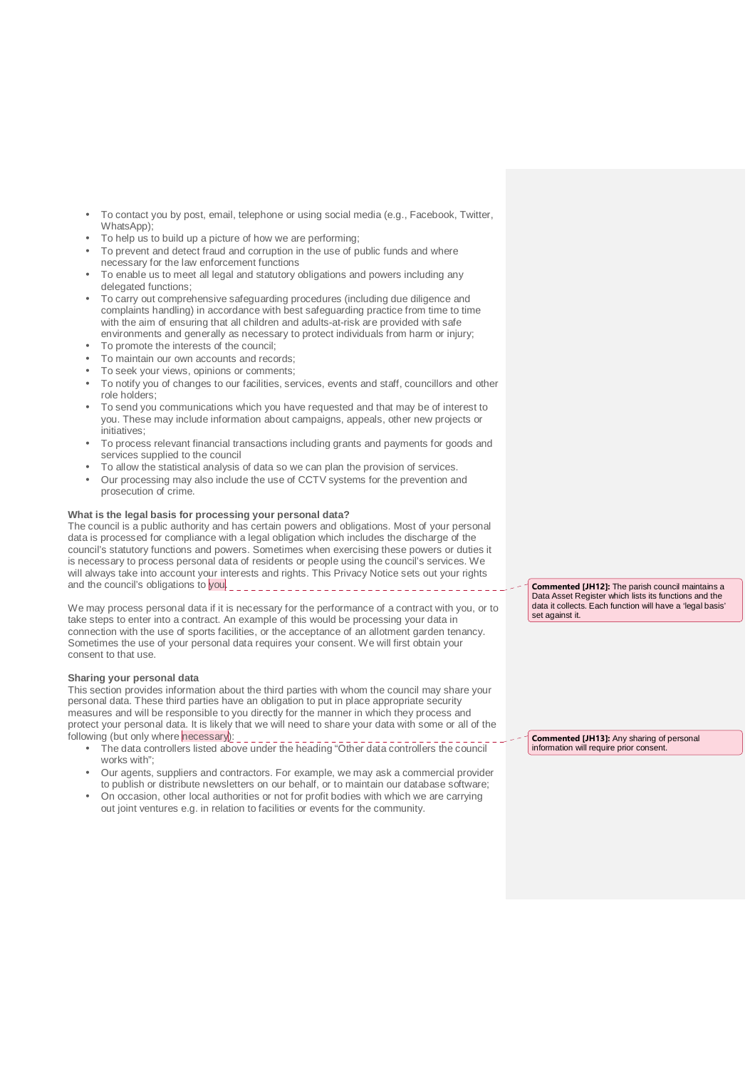- To contact you by post, email, telephone or using social media (e.g., Facebook, Twitter, WhatsApp);
- To help us to build up a picture of how we are performing;
- To prevent and detect fraud and corruption in the use of public funds and where necessary for the law enforcement functions
- To enable us to meet all legal and statutory obligations and powers including any delegated functions;
- To carry out comprehensive safeguarding procedures (including due diligence and complaints handling) in accordance with best safeguarding practice from time to time with the aim of ensuring that all children and adults-at-risk are provided with safe environments and generally as necessary to protect individuals from harm or injury;
- To promote the interests of the council;
- To maintain our own accounts and records;
- To seek your views, opinions or comments;
- To notify you of changes to our facilities, services, events and staff, councillors and other role holders;
- To send you communications which you have requested and that may be of interest to you. These may include information about campaigns, appeals, other new projects or initiatives;
- To process relevant financial transactions including grants and payments for goods and services supplied to the council
- To allow the statistical analysis of data so we can plan the provision of services.
- Our processing may also include the use of CCTV systems for the prevention and prosecution of crime.

**What is the legal basis for processing your personal data?**

The council is a public authority and has certain powers and obligations. Most of your personal data is processed for compliance with a legal obligation which includes the discharge of the council's statutory functions and powers. Sometimes when exercising these powers or duties it is necessary to process personal data of residents or people using the council's services. We will always take into account your interests and rights. This Privacy Notice sets out your rights and the council's obligations to you.

> **Commented [JH12]:** The parish council maintains a Data Asset Register which lists its functions and the data it collects. Each function will have a 'legal basis' set against it.

We may process personal data if it is necessary for the performance of a contract with you, or to take steps to enter into a contract. An example of this would be processing your data in connection with the use of sports facilities, or the acceptance of an allotment garden tenancy. Sometimes the use of your personal data requires your consent. We will first obtain your consent to that use.

**Sharing your personal data**

This section provides information about the third parties with whom the council may share your personal data. These third parties have an obligation to put in place appropriate security measures and will be responsible to you directly for the manner in which they process and protect your personal data. It is likely that we will need to share your data with some or all of the following (but only where necessary):

> **Commented [JH13]:** Any sharing of personal information will require prior consent.

- The data controllers listed above under the heading "Other data controllers the council works with";
- Our agents, suppliers and contractors. For example, we may ask a commercial provider to publish or distribute newsletters on our behalf, or to maintain our database software;
- On occasion, other local authorities or not for profit bodies with which we are carrying out joint ventures e.g. in relation to facilities or events for the community.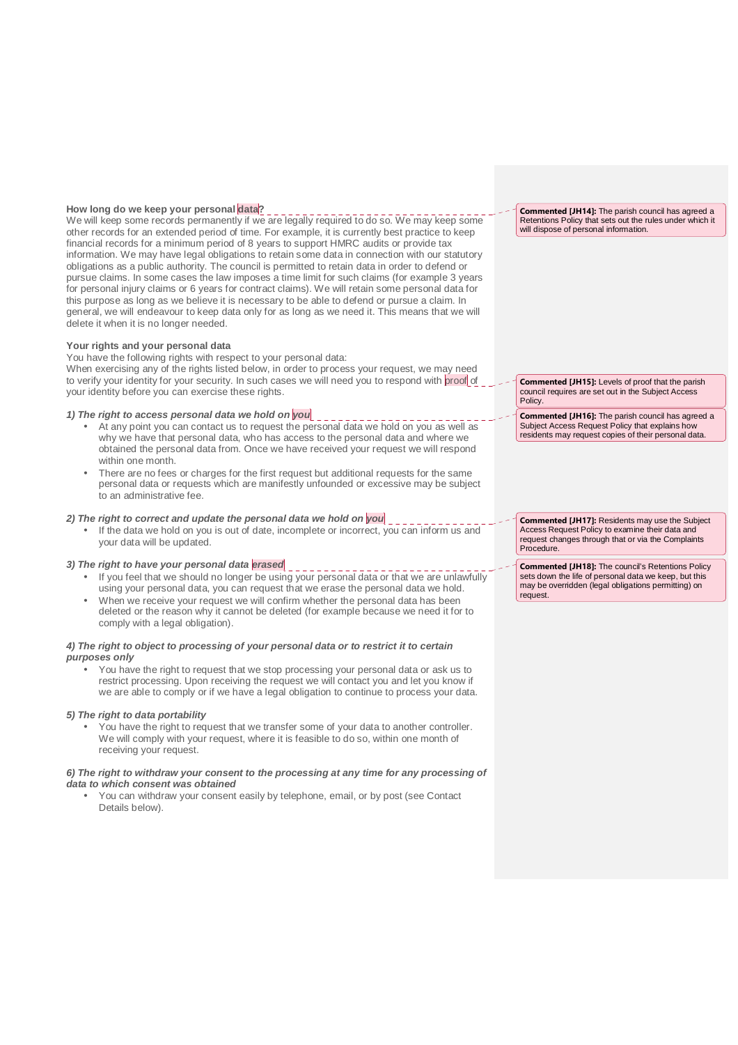**How long do we keep your personal data?**

We will keep some records permanently if we are legally required to do so. We may keep some other records for an extended period of time. For example, it is currently best practice to keep financial records for a minimum period of 8 years to support HMRC audits or provide tax information. We may have legal obligations to retain some data in connection with our statutory obligations as a public authority. The council is permitted to retain data in order to defend or pursue claims. In some cases the law imposes a time limit for such claims (for example 3 years for personal injury claims or 6 years for contract claims). We will retain some personal data for this purpose as long as we believe it is necessary to be able to defend or pursue a claim. In general, we will endeavour to keep data only for as long as we need it. This means that we will delete it when it is no longer needed.

**Your rights and your personal data**

You have the following rights with respect to your personal data:

When exercising any of the rights listed below, in order to process your request, we may need to verify your identity for your security. In such cases we will need you to respond with proof of your identity before you can exercise these rights.

***1) The right to access personal data we hold on you***

- At any point you can contact us to request the personal data we hold on you as well as why we have that personal data, who has access to the personal data and where we obtained the personal data from. Once we have received your request we will respond within one month.
- There are no fees or charges for the first request but additional requests for the same personal data or requests which are manifestly unfounded or excessive may be subject to an administrative fee.

***2) The right to correct and update the personal data we hold on you***

- If the data we hold on you is out of date, incomplete or incorrect, you can inform us and your data will be updated.

***3) The right to have your personal data erased***

- If you feel that we should no longer be using your personal data or that we are unlawfully using your personal data, you can request that we erase the personal data we hold.
- When we receive your request we will confirm whether the personal data has been deleted or the reason why it cannot be deleted (for example because we need it for to comply with a legal obligation).

***4) The right to object to processing of your personal data or to restrict it to certain purposes only***

- You have the right to request that we stop processing your personal data or ask us to restrict processing. Upon receiving the request we will contact you and let you know if we are able to comply or if we have a legal obligation to continue to process your data.

***5) The right to data portability***

- You have the right to request that we transfer some of your data to another controller. We will comply with your request, where it is feasible to do so, within one month of receiving your request.

***6) The right to withdraw your consent to the processing at any time for any processing of data to which consent was obtained***

- You can withdraw your consent easily by telephone, email, or by post (see Contact Details below).

**Commented [JH14]:** The parish council has agreed a Retentions Policy that sets out the rules under which it will dispose of personal information.

**Commented [JH15]:** Levels of proof that the parish council requires are set out in the Subject Access Policy.

**Commented [JH16]:** The parish council has agreed a Subject Access Request Policy that explains how residents may request copies of their personal data.

**Commented [JH17]:** Residents may use the Subject Access Request Policy to examine their data and request changes through that or via the Complaints Procedure.

**Commented [JH18]:** The council's Retentions Policy sets down the life of personal data we keep, but this may be overridden (legal obligations permitting) on request.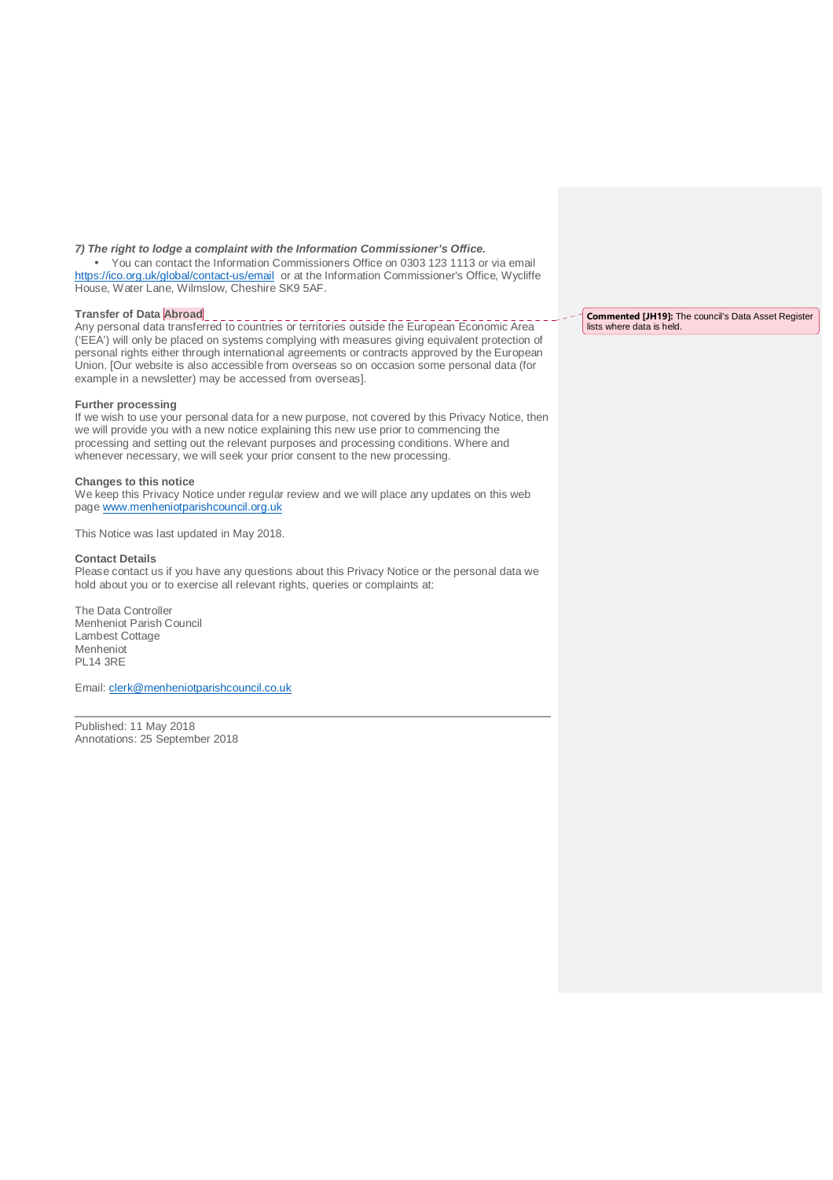***7) The right to lodge a complaint with the Information Commissioner's Office.***

- You can contact the Information Commissioners Office on 0303 123 1113 or via email https://ico.org.uk/global/contact-us/email or at the Information Commissioner's Office, Wycliffe House, Water Lane, Wilmslow, Cheshire SK9 5AF.

**Transfer of Data Abroad**

Any personal data transferred to countries or territories outside the European Economic Area ('EEA') will only be placed on systems complying with measures giving equivalent protection of personal rights either through international agreements or contracts approved by the European Union. [Our website is also accessible from overseas so on occasion some personal data (for example in a newsletter) may be accessed from overseas].

> **Commented [JH19]:** The council's Data Asset Register lists where data is held.

**Further processing**

If we wish to use your personal data for a new purpose, not covered by this Privacy Notice, then we will provide you with a new notice explaining this new use prior to commencing the processing and setting out the relevant purposes and processing conditions. Where and whenever necessary, we will seek your prior consent to the new processing.

**Changes to this notice**

We keep this Privacy Notice under regular review and we will place any updates on this web page www.menheniotparishcouncil.org.uk

This Notice was last updated in May 2018.

**Contact Details**

Please contact us if you have any questions about this Privacy Notice or the personal data we hold about you or to exercise all relevant rights, queries or complaints at:

The Data Controller
Menheniot Parish Council
Lambest Cottage
Menheniot
PL14 3RE

Email: clerk@menheniotparishcouncil.co.uk

---

Published: 11 May 2018
Annotations: 25 September 2018